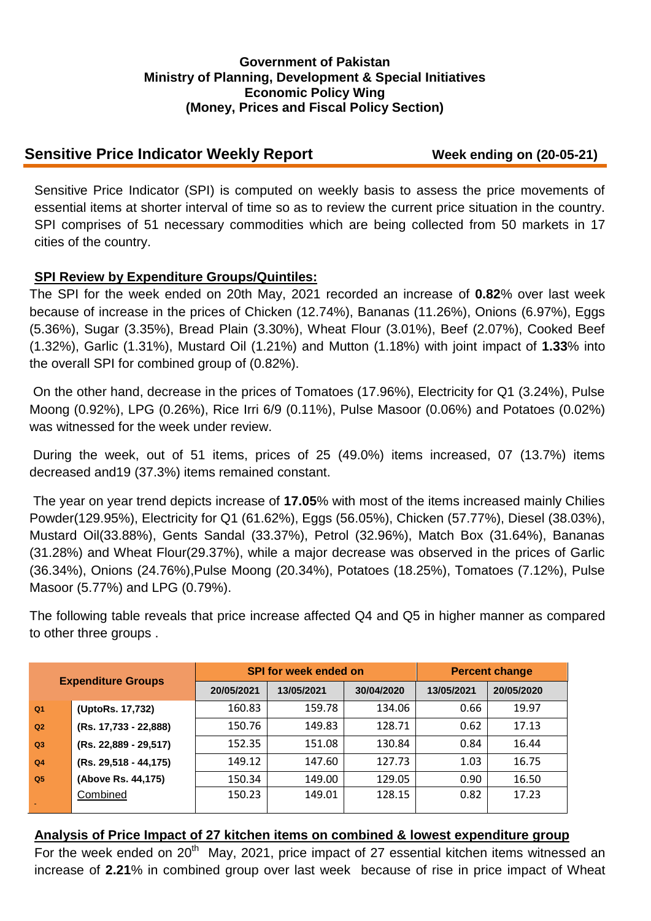**Government of Pakistan**
**Ministry of Planning, Development & Special Initiatives**
**Economic Policy Wing**
**(Money, Prices and Fiscal Policy Section)**

## Sensitive Price Indicator Weekly Report

**Week ending on (20-05-21)**

Sensitive Price Indicator (SPI) is computed on weekly basis to assess the price movements of essential items at shorter interval of time so as to review the current price situation in the country. SPI comprises of 51 necessary commodities which are being collected from 50 markets in 17 cities of the country.

### SPI Review by Expenditure Groups/Quintiles:

The SPI for the week ended on 20th May, 2021 recorded an increase of **0.82**% over last week because of increase in the prices of Chicken (12.74%), Bananas (11.26%), Onions (6.97%), Eggs (5.36%), Sugar (3.35%), Bread Plain (3.30%), Wheat Flour (3.01%), Beef (2.07%), Cooked Beef (1.32%), Garlic (1.31%), Mustard Oil (1.21%) and Mutton (1.18%) with joint impact of **1.33**% into the overall SPI for combined group of (0.82%).

On the other hand, decrease in the prices of Tomatoes (17.96%), Electricity for Q1 (3.24%), Pulse Moong (0.92%), LPG (0.26%), Rice Irri 6/9 (0.11%), Pulse Masoor (0.06%) and Potatoes (0.02%) was witnessed for the week under review.

During the week, out of 51 items, prices of 25 (49.0%) items increased, 07 (13.7%) items decreased and19 (37.3%) items remained constant.

The year on year trend depicts increase of **17.05**% with most of the items increased mainly Chilies Powder(129.95%), Electricity for Q1 (61.62%), Eggs (56.05%), Chicken (57.77%), Diesel (38.03%), Mustard Oil(33.88%), Gents Sandal (33.37%), Petrol (32.96%), Match Box (31.64%), Bananas (31.28%) and Wheat Flour(29.37%), while a major decrease was observed in the prices of Garlic (36.34%), Onions (24.76%),Pulse Moong (20.34%), Potatoes (18.25%), Tomatoes (7.12%), Pulse Masoor (5.77%) and LPG (0.79%).

The following table reveals that price increase affected Q4 and Q5 in higher manner as compared to other three groups .

| Expenditure Groups | | SPI for week ended on | | | Percent change | |
|---|---|---|---|---|---|---|
| | | 20/05/2021 | 13/05/2021 | 30/04/2020 | 13/05/2021 | 20/05/2020 |
| Q1 | (UptoRs. 17,732) | 160.83 | 159.78 | 134.06 | 0.66 | 19.97 |
| Q2 | (Rs. 17,733 - 22,888) | 150.76 | 149.83 | 128.71 | 0.62 | 17.13 |
| Q3 | (Rs. 22,889 - 29,517) | 152.35 | 151.08 | 130.84 | 0.84 | 16.44 |
| Q4 | (Rs. 29,518 - 44,175) | 149.12 | 147.60 | 127.73 | 1.03 | 16.75 |
| Q5 | (Above Rs. 44,175) | 150.34 | 149.00 | 129.05 | 0.90 | 16.50 |
| | Combined | 150.23 | 149.01 | 128.15 | 0.82 | 17.23 |

### Analysis of Price Impact of 27 kitchen items on combined & lowest expenditure group

For the week ended on 20th May, 2021, price impact of 27 essential kitchen items witnessed an increase of **2.21**% in combined group over last week because of rise in price impact of Wheat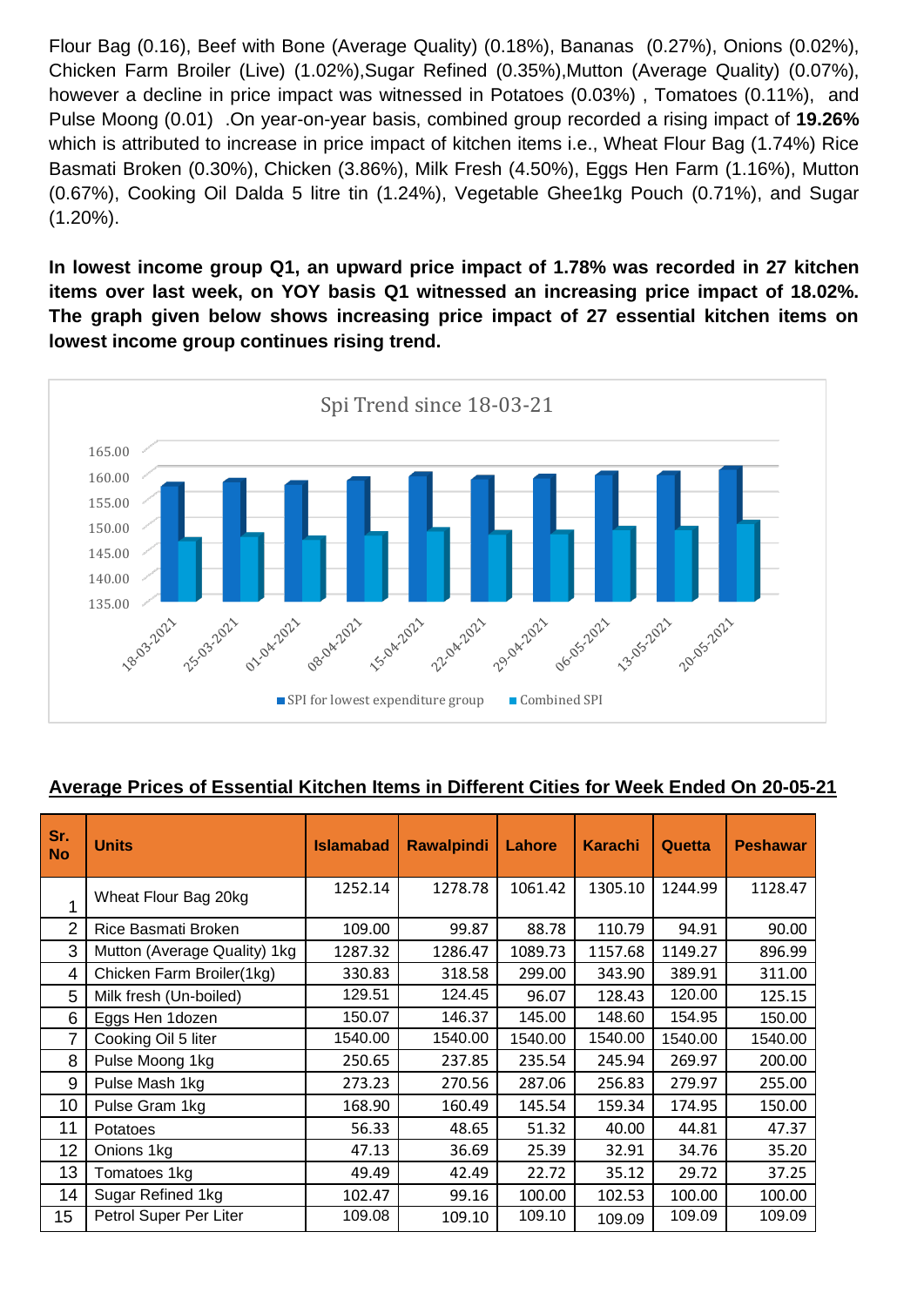Flour Bag (0.16), Beef with Bone (Average Quality) (0.18%), Bananas (0.27%), Onions (0.02%), Chicken Farm Broiler (Live) (1.02%),Sugar Refined (0.35%),Mutton (Average Quality) (0.07%), however a decline in price impact was witnessed in Potatoes (0.03%) , Tomatoes (0.11%), and Pulse Moong (0.01) .On year-on-year basis, combined group recorded a rising impact of **19.26%** which is attributed to increase in price impact of kitchen items i.e., Wheat Flour Bag (1.74%) Rice Basmati Broken (0.30%), Chicken (3.86%), Milk Fresh (4.50%), Eggs Hen Farm (1.16%), Mutton (0.67%), Cooking Oil Dalda 5 litre tin (1.24%), Vegetable Ghee1kg Pouch (0.71%), and Sugar (1.20%).

**In lowest income group Q1, an upward price impact of 1.78% was recorded in 27 kitchen items over last week, on YOY basis Q1 witnessed an increasing price impact of 18.02%. The graph given below shows increasing price impact of 27 essential kitchen items on lowest income group continues rising trend.**

Spi Trend since 18-03-21

## Average Prices of Essential Kitchen Items in Different Cities for Week Ended On 20-05-21

| Sr. No | Units | Islamabad | Rawalpindi | Lahore | Karachi | Quetta | Peshawar |
|---|---|---|---|---|---|---|---|
| 1 | Wheat Flour Bag 20kg | 1252.14 | 1278.78 | 1061.42 | 1305.10 | 1244.99 | 1128.47 |
| 2 | Rice Basmati Broken | 109.00 | 99.87 | 88.78 | 110.79 | 94.91 | 90.00 |
| 3 | Mutton (Average Quality) 1kg | 1287.32 | 1286.47 | 1089.73 | 1157.68 | 1149.27 | 896.99 |
| 4 | Chicken Farm Broiler(1kg) | 330.83 | 318.58 | 299.00 | 343.90 | 389.91 | 311.00 |
| 5 | Milk fresh (Un-boiled) | 129.51 | 124.45 | 96.07 | 128.43 | 120.00 | 125.15 |
| 6 | Eggs Hen 1dozen | 150.07 | 146.37 | 145.00 | 148.60 | 154.95 | 150.00 |
| 7 | Cooking Oil 5 liter | 1540.00 | 1540.00 | 1540.00 | 1540.00 | 1540.00 | 1540.00 |
| 8 | Pulse Moong 1kg | 250.65 | 237.85 | 235.54 | 245.94 | 269.97 | 200.00 |
| 9 | Pulse Mash 1kg | 273.23 | 270.56 | 287.06 | 256.83 | 279.97 | 255.00 |
| 10 | Pulse Gram 1kg | 168.90 | 160.49 | 145.54 | 159.34 | 174.95 | 150.00 |
| 11 | Potatoes | 56.33 | 48.65 | 51.32 | 40.00 | 44.81 | 47.37 |
| 12 | Onions 1kg | 47.13 | 36.69 | 25.39 | 32.91 | 34.76 | 35.20 |
| 13 | Tomatoes 1kg | 49.49 | 42.49 | 22.72 | 35.12 | 29.72 | 37.25 |
| 14 | Sugar Refined 1kg | 102.47 | 99.16 | 100.00 | 102.53 | 100.00 | 100.00 |
| 15 | Petrol Super Per Liter | 109.08 | 109.10 | 109.10 | 109.09 | 109.09 | 109.09 |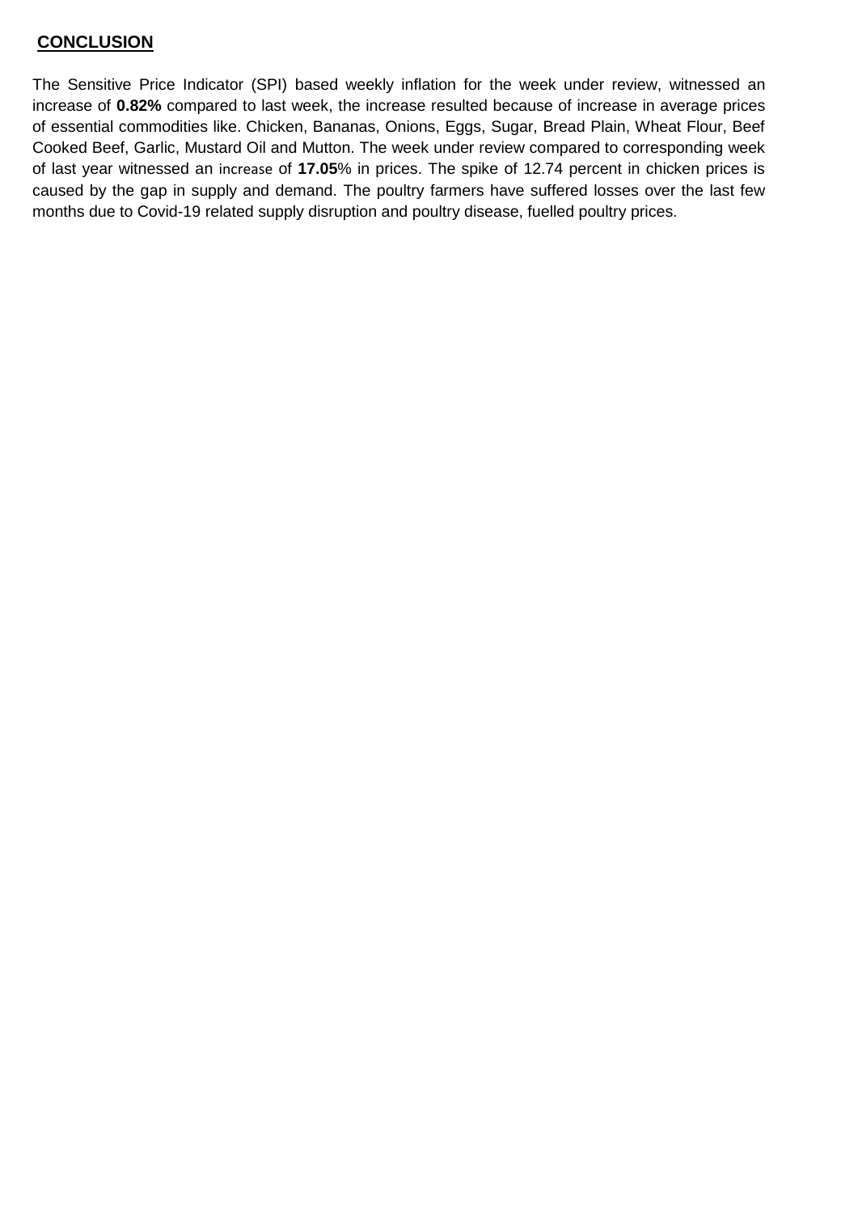## CONCLUSION

The Sensitive Price Indicator (SPI) based weekly inflation for the week under review, witnessed an increase of **0.82%** compared to last week, the increase resulted because of increase in average prices of essential commodities like. Chicken, Bananas, Onions, Eggs, Sugar, Bread Plain, Wheat Flour, Beef Cooked Beef, Garlic, Mustard Oil and Mutton. The week under review compared to corresponding week of last year witnessed an increase of **17.05**% in prices. The spike of 12.74 percent in chicken prices is caused by the gap in supply and demand. The poultry farmers have suffered losses over the last few months due to Covid-19 related supply disruption and poultry disease, fuelled poultry prices.